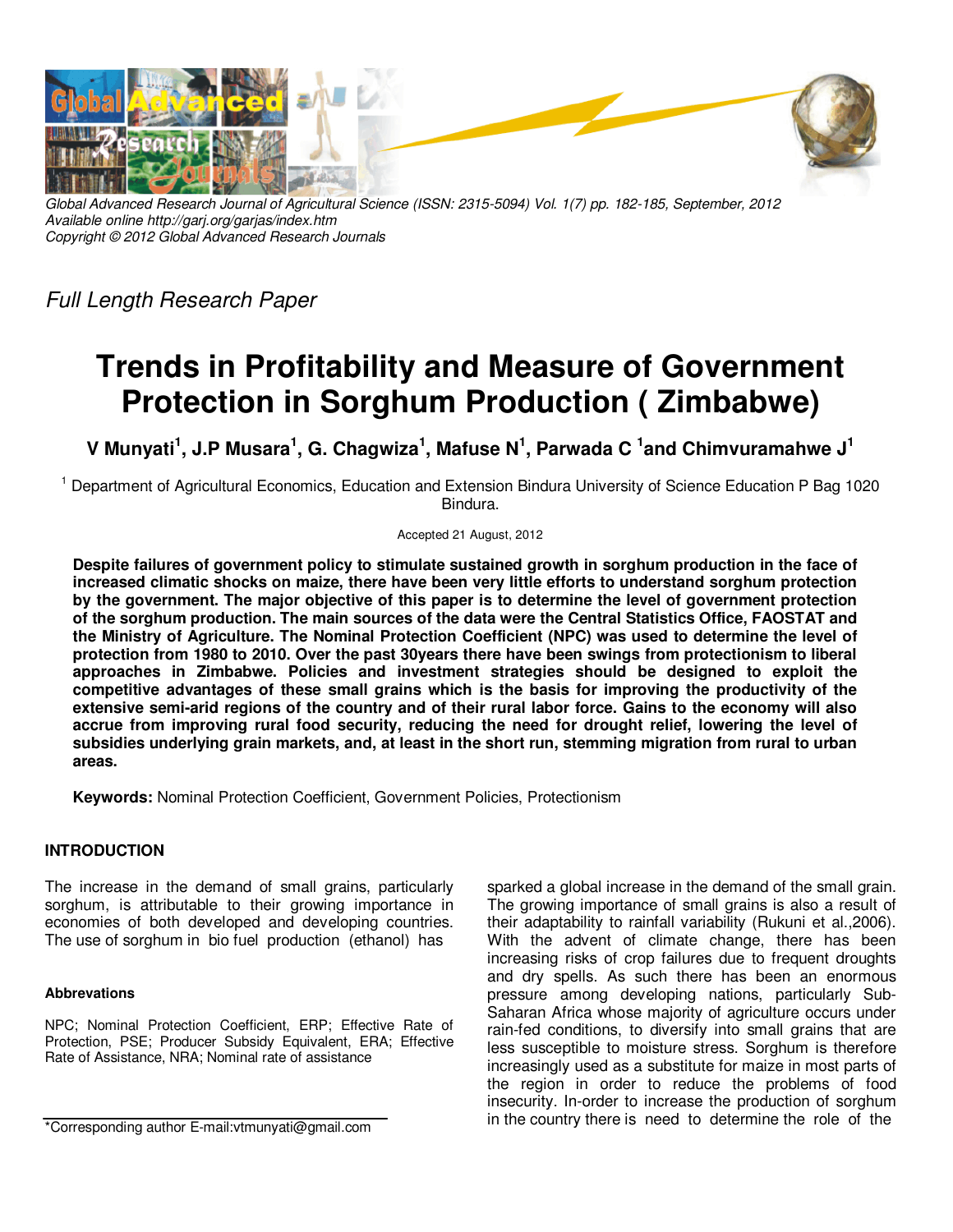Global Advanced Research Journal of Agricultural Science (ISSN: 2315-5094) Vol. 1(7) pp. 182-185, September, 2012
Available online http://garj.org/garjas/index.htm
Copyright © 2012 Global Advanced Research Journals

*Full Length Research Paper*

# Trends in Profitability and Measure of Government Protection in Sorghum Production ( Zimbabwe)

**V Munyati[1], J.P Musara[1], G. Chagwiza[1], Mafuse N[1], Parwada C [1]and Chimvuramahwe J[1]**

[1] Department of Agricultural Economics, Education and Extension Bindura University of Science Education P Bag 1020 Bindura.

Accepted 21 August, 2012

**Despite failures of government policy to stimulate sustained growth in sorghum production in the face of increased climatic shocks on maize, there have been very little efforts to understand sorghum protection by the government. The major objective of this paper is to determine the level of government protection of the sorghum production. The main sources of the data were the Central Statistics Office, FAOSTAT and the Ministry of Agriculture. The Nominal Protection Coefficient (NPC) was used to determine the level of protection from 1980 to 2010. Over the past 30years there have been swings from protectionism to liberal approaches in Zimbabwe. Policies and investment strategies should be designed to exploit the competitive advantages of these small grains which is the basis for improving the productivity of the extensive semi-arid regions of the country and of their rural labor force. Gains to the economy will also accrue from improving rural food security, reducing the need for drought relief, lowering the level of subsidies underlying grain markets, and, at least in the short run, stemming migration from rural to urban areas.**

**Keywords:** Nominal Protection Coefficient, Government Policies, Protectionism

## INTRODUCTION

The increase in the demand of small grains, particularly sorghum, is attributable to their growing importance in economies of both developed and developing countries. The use of sorghum in bio fuel production (ethanol) has sparked a global increase in the demand of the small grain. The growing importance of small grains is also a result of their adaptability to rainfall variability (Rukuni et al.,2006). With the advent of climate change, there has been increasing risks of crop failures due to frequent droughts and dry spells. As such there has been an enormous pressure among developing nations, particularly Sub-Saharan Africa whose majority of agriculture occurs under rain-fed conditions, to diversify into small grains that are less susceptible to moisture stress. Sorghum is therefore increasingly used as a substitute for maize in most parts of the region in order to reduce the problems of food insecurity. In-order to increase the production of sorghum in the country there is need to determine the role of the

**Abbrevations**

NPC; Nominal Protection Coefficient, ERP; Effective Rate of Protection, PSE; Producer Subsidy Equivalent, ERA; Effective Rate of Assistance, NRA; Nominal rate of assistance

*Corresponding author E-mail:vtmunyati@gmail.com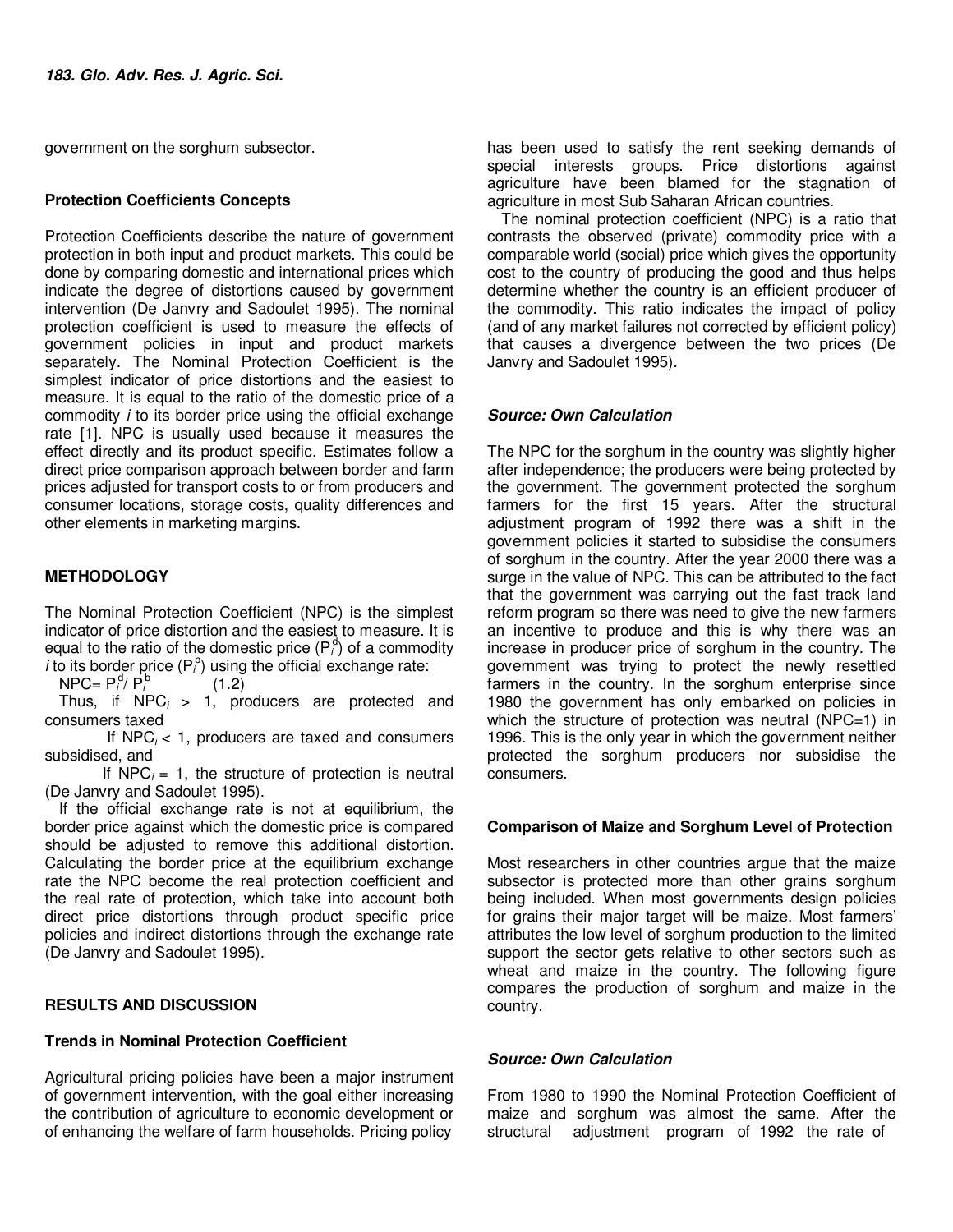government on the sorghum subsector.

### Protection Coefficients Concepts

Protection Coefficients describe the nature of government protection in both input and product markets. This could be done by comparing domestic and international prices which indicate the degree of distortions caused by government intervention (De Janvry and Sadoulet 1995). The nominal protection coefficient is used to measure the effects of government policies in input and product markets separately. The Nominal Protection Coefficient is the simplest indicator of price distortions and the easiest to measure. It is equal to the ratio of the domestic price of a commodity *i* to its border price using the official exchange rate [1]. NPC is usually used because it measures the effect directly and its product specific. Estimates follow a direct price comparison approach between border and farm prices adjusted for transport costs to or from producers and consumer locations, storage costs, quality differences and other elements in marketing margins.

## METHODOLOGY

The Nominal Protection Coefficient (NPC) is the simplest indicator of price distortion and the easiest to measure. It is equal to the ratio of the domestic price ($P_i^d$) of a commodity *i* to its border price ($P_i^b$) using the official exchange rate:

$$NPC = P_i^d / P_i^b \qquad (1.2)$$

Thus, if $NPC_i > 1$, producers are protected and consumers taxed

If $NPC_i < 1$, producers are taxed and consumers subsidised, and

If $NPC_i = 1$, the structure of protection is neutral (De Janvry and Sadoulet 1995).

If the official exchange rate is not at equilibrium, the border price against which the domestic price is compared should be adjusted to remove this additional distortion. Calculating the border price at the equilibrium exchange rate the NPC become the real protection coefficient and the real rate of protection, which take into account both direct price distortions through product specific price policies and indirect distortions through the exchange rate (De Janvry and Sadoulet 1995).

## RESULTS AND DISCUSSION

### Trends in Nominal Protection Coefficient

Agricultural pricing policies have been a major instrument of government intervention, with the goal either increasing the contribution of agriculture to economic development or of enhancing the welfare of farm households. Pricing policy has been used to satisfy the rent seeking demands of special interests groups. Price distortions against agriculture have been blamed for the stagnation of agriculture in most Sub Saharan African countries.

The nominal protection coefficient (NPC) is a ratio that contrasts the observed (private) commodity price with a comparable world (social) price which gives the opportunity cost to the country of producing the good and thus helps determine whether the country is an efficient producer of the commodity. This ratio indicates the impact of policy (and of any market failures not corrected by efficient policy) that causes a divergence between the two prices (De Janvry and Sadoulet 1995).

***Source: Own Calculation***

The NPC for the sorghum in the country was slightly higher after independence; the producers were being protected by the government. The government protected the sorghum farmers for the first 15 years. After the structural adjustment program of 1992 there was a shift in the government policies it started to subsidise the consumers of sorghum in the country. After the year 2000 there was a surge in the value of NPC. This can be attributed to the fact that the government was carrying out the fast track land reform program so there was need to give the new farmers an incentive to produce and this is why there was an increase in producer price of sorghum in the country. The government was trying to protect the newly resettled farmers in the country. In the sorghum enterprise since 1980 the government has only embarked on policies in which the structure of protection was neutral (NPC=1) in 1996. This is the only year in which the government neither protected the sorghum producers nor subsidise the consumers.

### Comparison of Maize and Sorghum Level of Protection

Most researchers in other countries argue that the maize subsector is protected more than other grains sorghum being included. When most governments design policies for grains their major target will be maize. Most farmers' attributes the low level of sorghum production to the limited support the sector gets relative to other sectors such as wheat and maize in the country. The following figure compares the production of sorghum and maize in the country.

***Source: Own Calculation***

From 1980 to 1990 the Nominal Protection Coefficient of maize and sorghum was almost the same. After the structural adjustment program of 1992 the rate of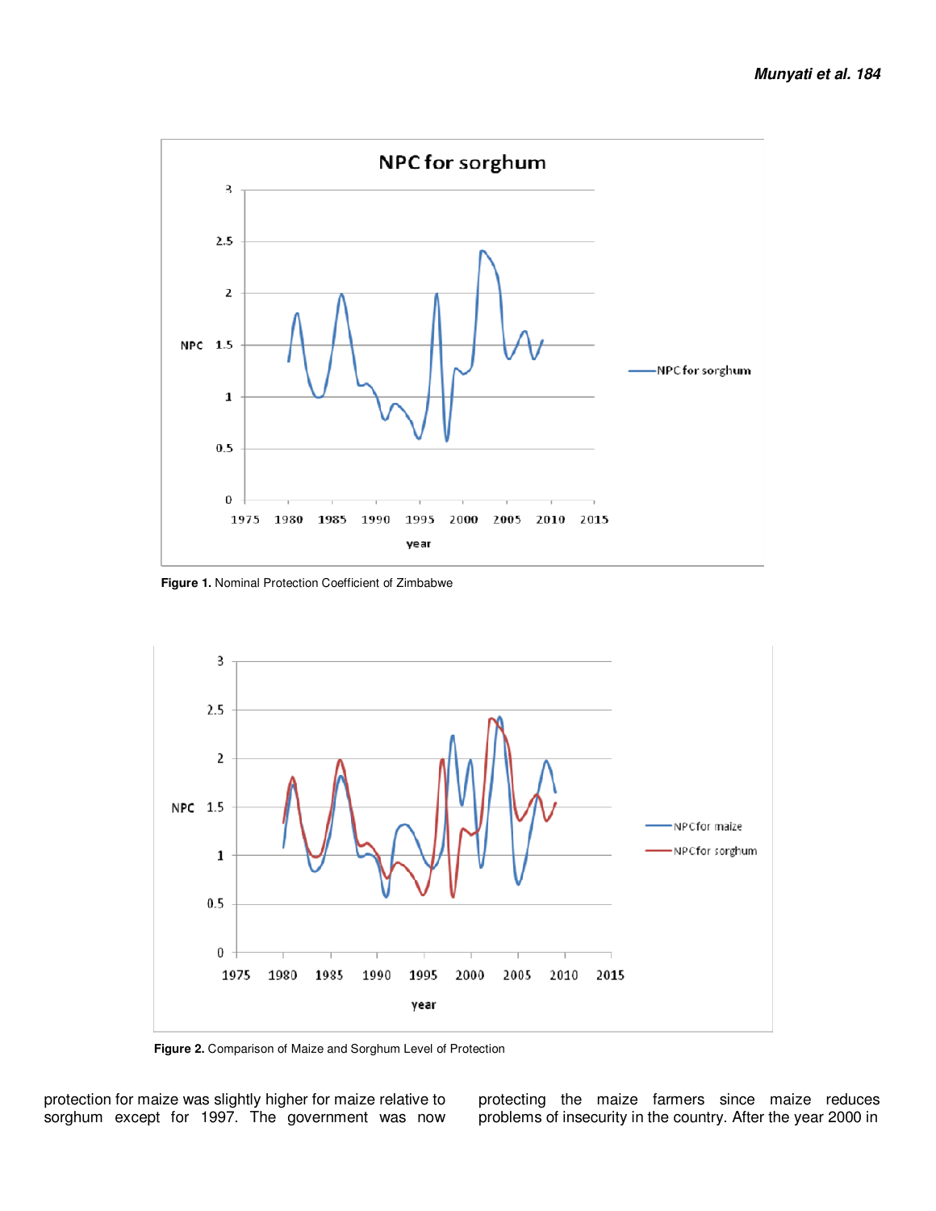Figure 1. Nominal Protection Coefficient of Zimbabwe

Figure 2. Comparison of Maize and Sorghum Level of Protection

protection for maize was slightly higher for maize relative to sorghum except for 1997. The government was now protecting the maize farmers since maize reduces problems of insecurity in the country. After the year 2000 in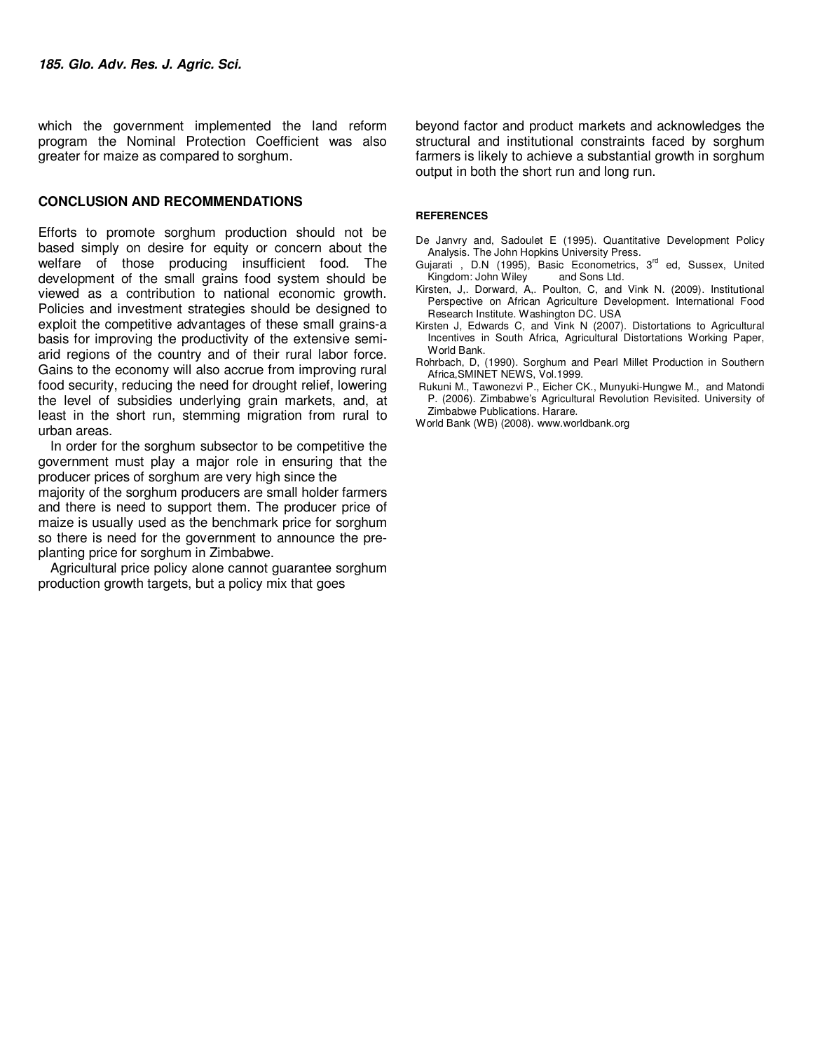which the government implemented the land reform program the Nominal Protection Coefficient was also greater for maize as compared to sorghum.

## CONCLUSION AND RECOMMENDATIONS

Efforts to promote sorghum production should not be based simply on desire for equity or concern about the welfare of those producing insufficient food. The development of the small grains food system should be viewed as a contribution to national economic growth. Policies and investment strategies should be designed to exploit the competitive advantages of these small grains-a basis for improving the productivity of the extensive semi-arid regions of the country and of their rural labor force. Gains to the economy will also accrue from improving rural food security, reducing the need for drought relief, lowering the level of subsidies underlying grain markets, and, at least in the short run, stemming migration from rural to urban areas.

In order for the sorghum subsector to be competitive the government must play a major role in ensuring that the producer prices of sorghum are very high since the majority of the sorghum producers are small holder farmers and there is need to support them. The producer price of maize is usually used as the benchmark price for sorghum so there is need for the government to announce the pre-planting price for sorghum in Zimbabwe.

Agricultural price policy alone cannot guarantee sorghum production growth targets, but a policy mix that goes beyond factor and product markets and acknowledges the structural and institutional constraints faced by sorghum farmers is likely to achieve a substantial growth in sorghum output in both the short run and long run.

### REFERENCES

De Janvry and, Sadoulet E (1995). Quantitative Development Policy Analysis. The John Hopkins University Press.

Gujarati , D.N (1995), Basic Econometrics, 3rd ed, Sussex, United Kingdom: John Wiley and Sons Ltd.

Kirsten, J,. Dorward, A,. Poulton, C, and Vink N. (2009). Institutional Perspective on African Agriculture Development. International Food Research Institute. Washington DC. USA

Kirsten J, Edwards C, and Vink N (2007). Distortations to Agricultural Incentives in South Africa, Agricultural Distortations Working Paper, World Bank.

Rohrbach, D, (1990). Sorghum and Pearl Millet Production in Southern Africa,SMINET NEWS, Vol.1999.

Rukuni M., Tawonezvi P., Eicher CK., Munyuki-Hungwe M., and Matondi P. (2006). Zimbabwe's Agricultural Revolution Revisited. University of Zimbabwe Publications. Harare.

World Bank (WB) (2008). www.worldbank.org